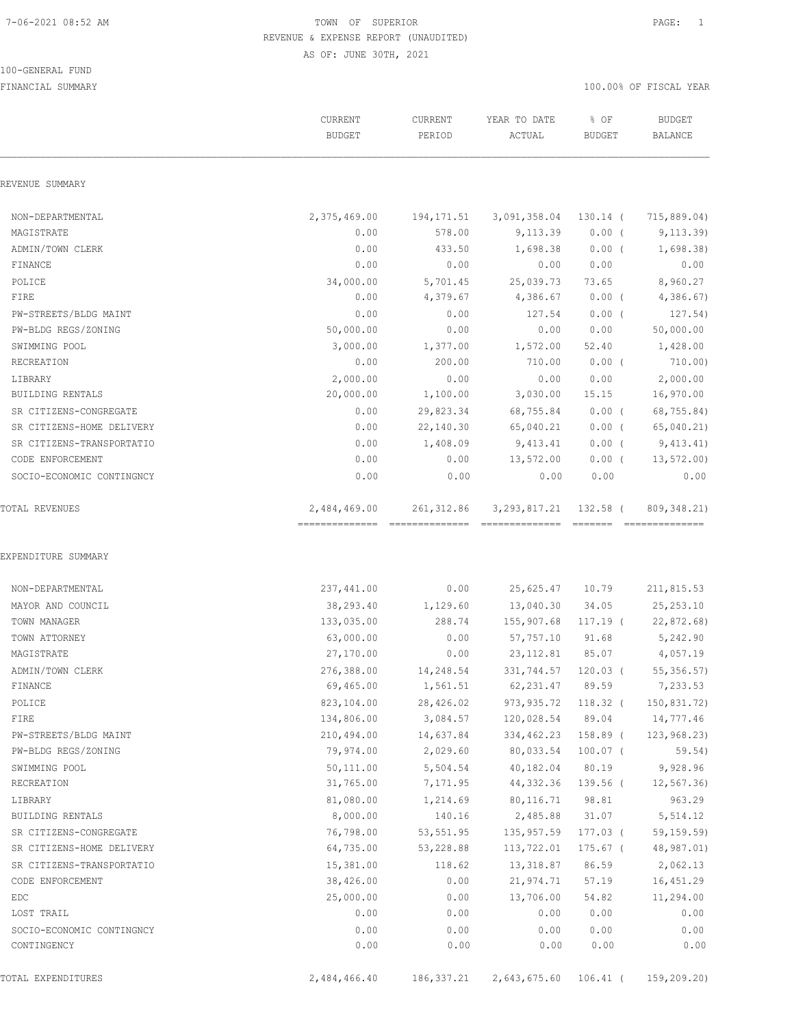7-06-2021 08:52 AM TOWN OF SUPERIOR PAGE: 1

REVENUE & EXPENSE REPORT (UNAUDITED)

AS OF: JUNE 30TH, 2021

100-GENERAL FUND

FINANCIAL SUMMARY 100.00% OF FISCAL YEAR

| | CURRENT BUDGET | CURRENT PERIOD | YEAR TO DATE ACTUAL | % OF BUDGET | BUDGET BALANCE |
|---|---|---|---|---|---|
| **REVENUE SUMMARY** | | | | | |
| NON-DEPARTMENTAL | 2,375,469.00 | 194,171.51 | 3,091,358.04 | 130.14 ( | 715,889.04) |
| MAGISTRATE | 0.00 | 578.00 | 9,113.39 | 0.00 ( | 9,113.39) |
| ADMIN/TOWN CLERK | 0.00 | 433.50 | 1,698.38 | 0.00 ( | 1,698.38) |
| FINANCE | 0.00 | 0.00 | 0.00 | 0.00 | 0.00 |
| POLICE | 34,000.00 | 5,701.45 | 25,039.73 | 73.65 | 8,960.27 |
| FIRE | 0.00 | 4,379.67 | 4,386.67 | 0.00 ( | 4,386.67) |
| PW-STREETS/BLDG MAINT | 0.00 | 0.00 | 127.54 | 0.00 ( | 127.54) |
| PW-BLDG REGS/ZONING | 50,000.00 | 0.00 | 0.00 | 0.00 | 50,000.00 |
| SWIMMING POOL | 3,000.00 | 1,377.00 | 1,572.00 | 52.40 | 1,428.00 |
| RECREATION | 0.00 | 200.00 | 710.00 | 0.00 ( | 710.00) |
| LIBRARY | 2,000.00 | 0.00 | 0.00 | 0.00 | 2,000.00 |
| BUILDING RENTALS | 20,000.00 | 1,100.00 | 3,030.00 | 15.15 | 16,970.00 |
| SR CITIZENS-CONGREGATE | 0.00 | 29,823.34 | 68,755.84 | 0.00 ( | 68,755.84) |
| SR CITIZENS-HOME DELIVERY | 0.00 | 22,140.30 | 65,040.21 | 0.00 ( | 65,040.21) |
| SR CITIZENS-TRANSPORTATIO | 0.00 | 1,408.09 | 9,413.41 | 0.00 ( | 9,413.41) |
| CODE ENFORCEMENT | 0.00 | 0.00 | 13,572.00 | 0.00 ( | 13,572.00) |
| SOCIO-ECONOMIC CONTINGNCY | 0.00 | 0.00 | 0.00 | 0.00 | 0.00 |
| TOTAL REVENUES | 2,484,469.00 | 261,312.86 | 3,293,817.21 | 132.58 ( | 809,348.21) |
| **EXPENDITURE SUMMARY** | | | | | |
| NON-DEPARTMENTAL | 237,441.00 | 0.00 | 25,625.47 | 10.79 | 211,815.53 |
| MAYOR AND COUNCIL | 38,293.40 | 1,129.60 | 13,040.30 | 34.05 | 25,253.10 |
| TOWN MANAGER | 133,035.00 | 288.74 | 155,907.68 | 117.19 ( | 22,872.68) |
| TOWN ATTORNEY | 63,000.00 | 0.00 | 57,757.10 | 91.68 | 5,242.90 |
| MAGISTRATE | 27,170.00 | 0.00 | 23,112.81 | 85.07 | 4,057.19 |
| ADMIN/TOWN CLERK | 276,388.00 | 14,248.54 | 331,744.57 | 120.03 ( | 55,356.57) |
| FINANCE | 69,465.00 | 1,561.51 | 62,231.47 | 89.59 | 7,233.53 |
| POLICE | 823,104.00 | 28,426.02 | 973,935.72 | 118.32 ( | 150,831.72) |
| FIRE | 134,806.00 | 3,084.57 | 120,028.54 | 89.04 | 14,777.46 |
| PW-STREETS/BLDG MAINT | 210,494.00 | 14,637.84 | 334,462.23 | 158.89 ( | 123,968.23) |
| PW-BLDG REGS/ZONING | 79,974.00 | 2,029.60 | 80,033.54 | 100.07 ( | 59.54) |
| SWIMMING POOL | 50,111.00 | 5,504.54 | 40,182.04 | 80.19 | 9,928.96 |
| RECREATION | 31,765.00 | 7,171.95 | 44,332.36 | 139.56 ( | 12,567.36) |
| LIBRARY | 81,080.00 | 1,214.69 | 80,116.71 | 98.81 | 963.29 |
| BUILDING RENTALS | 8,000.00 | 140.16 | 2,485.88 | 31.07 | 5,514.12 |
| SR CITIZENS-CONGREGATE | 76,798.00 | 53,551.95 | 135,957.59 | 177.03 ( | 59,159.59) |
| SR CITIZENS-HOME DELIVERY | 64,735.00 | 53,228.88 | 113,722.01 | 175.67 ( | 48,987.01) |
| SR CITIZENS-TRANSPORTATIO | 15,381.00 | 118.62 | 13,318.87 | 86.59 | 2,062.13 |
| CODE ENFORCEMENT | 38,426.00 | 0.00 | 21,974.71 | 57.19 | 16,451.29 |
| EDC | 25,000.00 | 0.00 | 13,706.00 | 54.82 | 11,294.00 |
| LOST TRAIL | 0.00 | 0.00 | 0.00 | 0.00 | 0.00 |
| SOCIO-ECONOMIC CONTINGNCY | 0.00 | 0.00 | 0.00 | 0.00 | 0.00 |
| CONTINGENCY | 0.00 | 0.00 | 0.00 | 0.00 | 0.00 |
| TOTAL EXPENDITURES | 2,484,466.40 | 186,337.21 | 2,643,675.60 | 106.41 ( | 159,209.20) |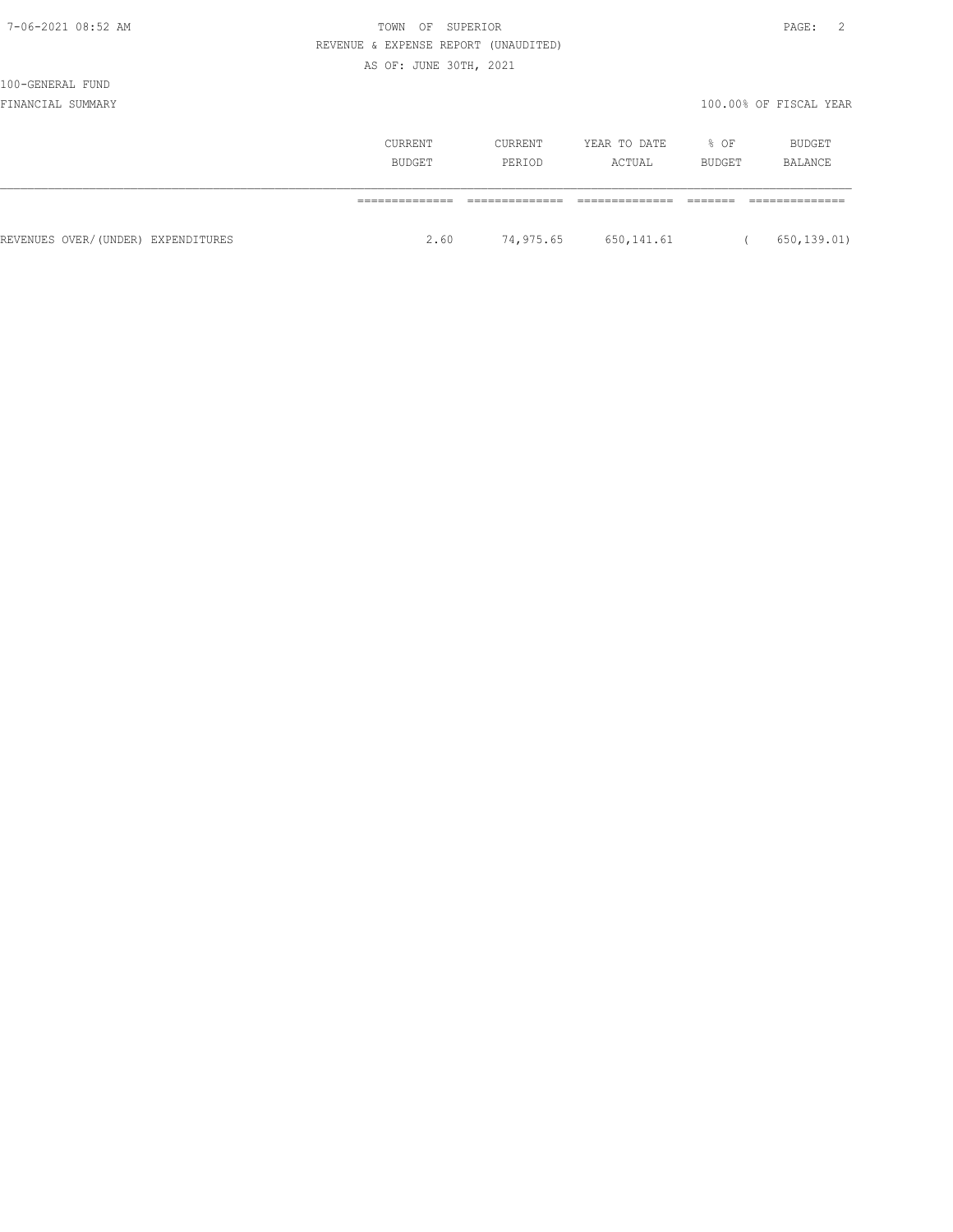100-GENERAL FUND

FINANCIAL SUMMARY

100.00% OF FISCAL YEAR

| | CURRENT BUDGET | CURRENT PERIOD | YEAR TO DATE ACTUAL | % OF BUDGET | BUDGET BALANCE |
|---|---|---|---|---|---|
| REVENUES OVER/(UNDER) EXPENDITURES | 2.60 | 74,975.65 | 650,141.61 | | ( 650,139.01) |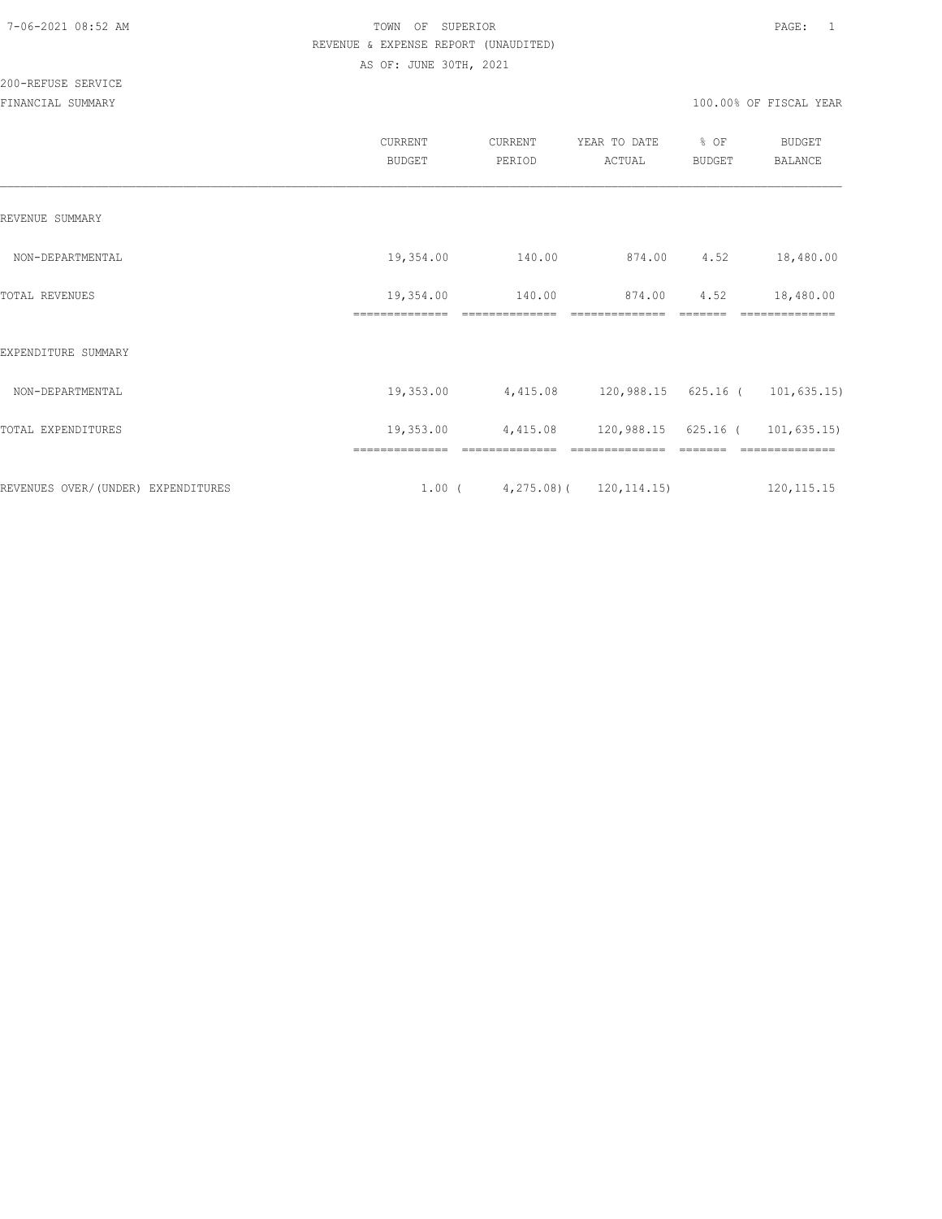7-06-2021 08:52 AM

TOWN OF SUPERIOR

REVENUE & EXPENSE REPORT (UNAUDITED)

AS OF: JUNE 30TH, 2021

200-REFUSE SERVICE

FINANCIAL SUMMARY

100.00% OF FISCAL YEAR

| | CURRENT BUDGET | CURRENT PERIOD | YEAR TO DATE ACTUAL | % OF BUDGET | BUDGET BALANCE |
|---|---|---|---|---|---|
| REVENUE SUMMARY | | | | | |
| NON-DEPARTMENTAL | 19,354.00 | 140.00 | 874.00 | 4.52 | 18,480.00 |
| TOTAL REVENUES | 19,354.00 | 140.00 | 874.00 | 4.52 | 18,480.00 |
| EXPENDITURE SUMMARY | | | | | |
| NON-DEPARTMENTAL | 19,353.00 | 4,415.08 | 120,988.15 | 625.16 | ( 101,635.15) |
| TOTAL EXPENDITURES | 19,353.00 | 4,415.08 | 120,988.15 | 625.16 | ( 101,635.15) |
| REVENUES OVER/(UNDER) EXPENDITURES | 1.00 | ( 4,275.08) | ( 120,114.15) | | 120,115.15 |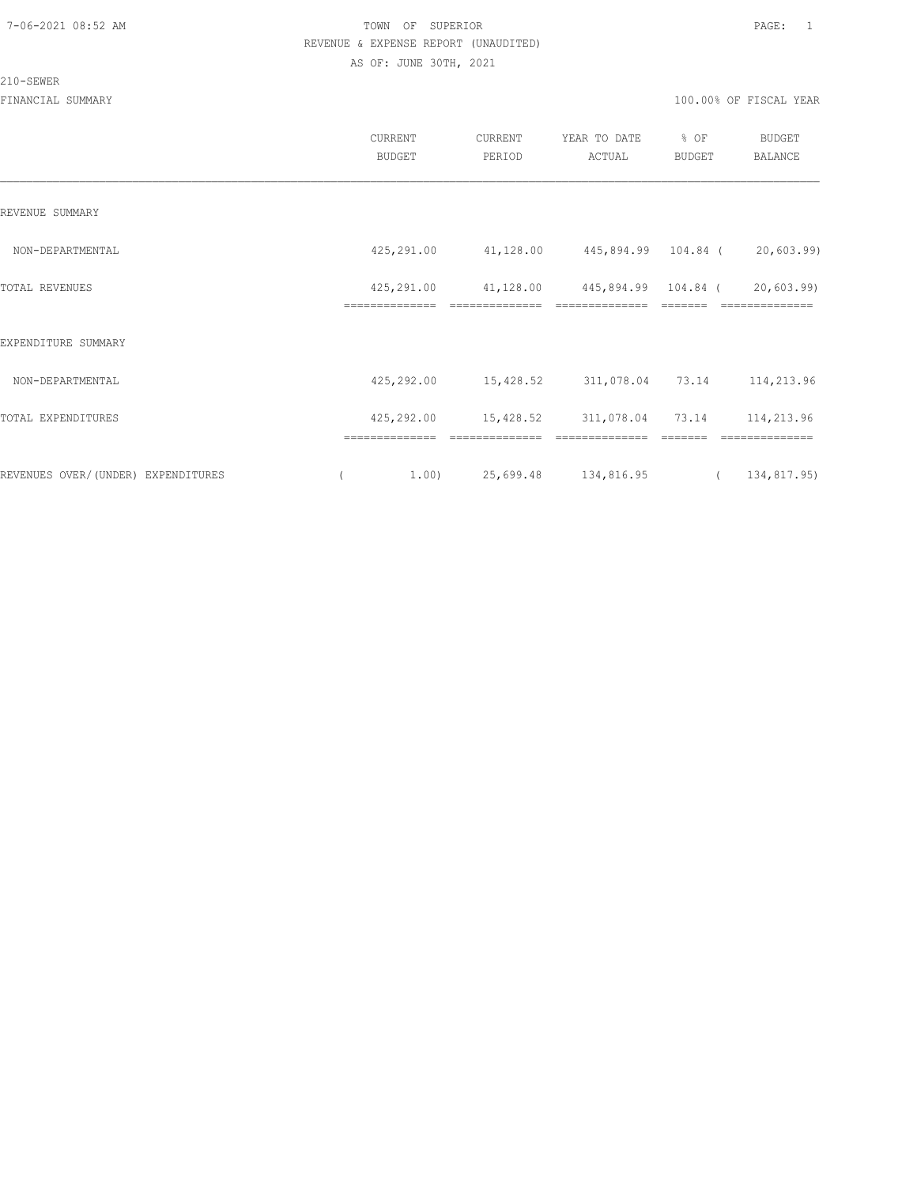TOWN OF SUPERIOR
REVENUE & EXPENSE REPORT (UNAUDITED)
AS OF: JUNE 30TH, 2021

210-SEWER

FINANCIAL SUMMARY — 100.00% OF FISCAL YEAR

| | CURRENT BUDGET | CURRENT PERIOD | YEAR TO DATE ACTUAL | % OF BUDGET | BUDGET BALANCE |
|---|---|---|---|---|---|
| REVENUE SUMMARY | | | | | |
| NON-DEPARTMENTAL | 425,291.00 | 41,128.00 | 445,894.99 | 104.84 | ( 20,603.99) |
| TOTAL REVENUES | 425,291.00 | 41,128.00 | 445,894.99 | 104.84 | ( 20,603.99) |
| EXPENDITURE SUMMARY | | | | | |
| NON-DEPARTMENTAL | 425,292.00 | 15,428.52 | 311,078.04 | 73.14 | 114,213.96 |
| TOTAL EXPENDITURES | 425,292.00 | 15,428.52 | 311,078.04 | 73.14 | 114,213.96 |
| REVENUES OVER/(UNDER) EXPENDITURES | ( 1.00) | 25,699.48 | 134,816.95 | | ( 134,817.95) |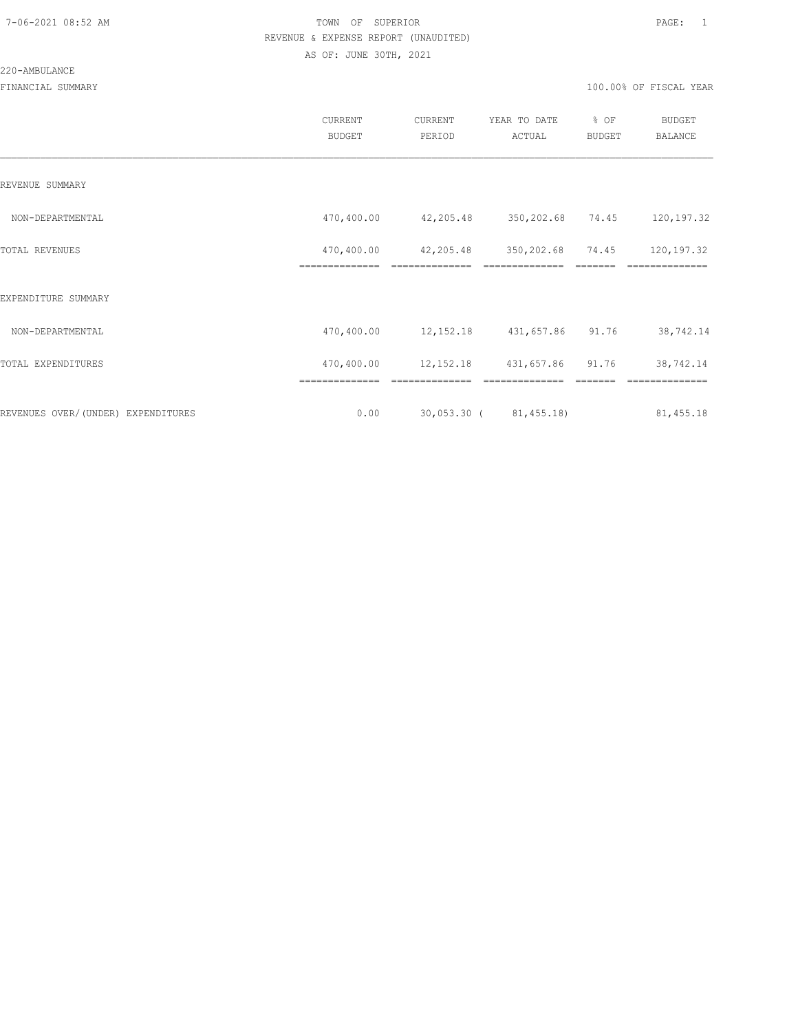TOWN OF SUPERIOR

REVENUE & EXPENSE REPORT (UNAUDITED)

AS OF: JUNE 30TH, 2021

220-AMBULANCE

FINANCIAL SUMMARY

100.00% OF FISCAL YEAR

| | CURRENT BUDGET | CURRENT PERIOD | YEAR TO DATE ACTUAL | % OF BUDGET | BUDGET BALANCE |
|---|---|---|---|---|---|
| REVENUE SUMMARY | | | | | |
| NON-DEPARTMENTAL | 470,400.00 | 42,205.48 | 350,202.68 | 74.45 | 120,197.32 |
| TOTAL REVENUES | 470,400.00 | 42,205.48 | 350,202.68 | 74.45 | 120,197.32 |
| EXPENDITURE SUMMARY | | | | | |
| NON-DEPARTMENTAL | 470,400.00 | 12,152.18 | 431,657.86 | 91.76 | 38,742.14 |
| TOTAL EXPENDITURES | 470,400.00 | 12,152.18 | 431,657.86 | 91.76 | 38,742.14 |
| REVENUES OVER/(UNDER) EXPENDITURES | 0.00 | 30,053.30 | ( 81,455.18) | | 81,455.18 |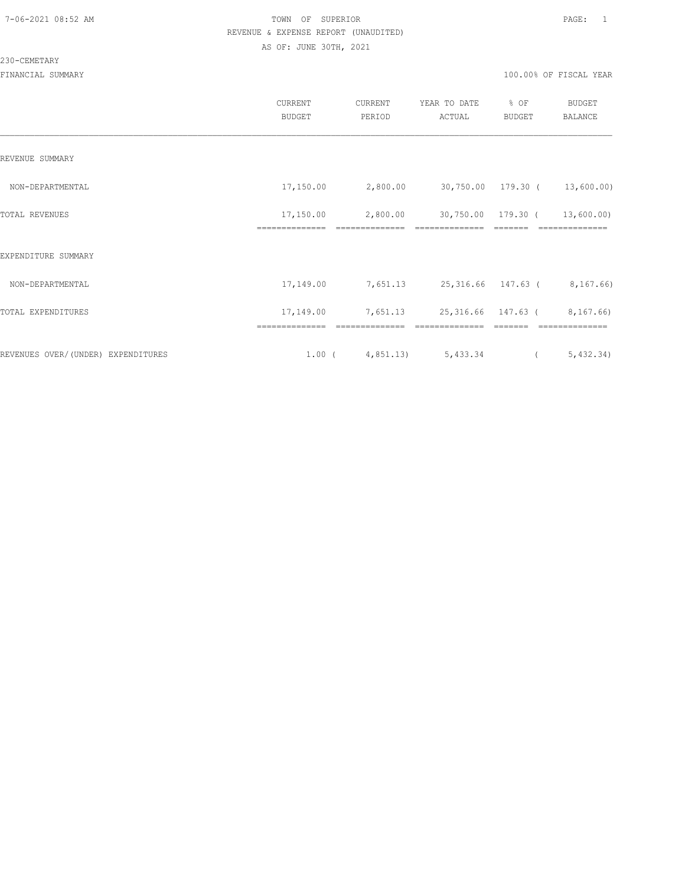TOWN OF SUPERIOR

REVENUE & EXPENSE REPORT (UNAUDITED)

AS OF: JUNE 30TH, 2021

230-CEMETARY

FINANCIAL SUMMARY — 100.00% OF FISCAL YEAR

| | CURRENT BUDGET | CURRENT PERIOD | YEAR TO DATE ACTUAL | % OF BUDGET | BUDGET BALANCE |
|---|---|---|---|---|---|
| REVENUE SUMMARY | | | | | |
| NON-DEPARTMENTAL | 17,150.00 | 2,800.00 | 30,750.00 | 179.30 | ( 13,600.00) |
| TOTAL REVENUES | 17,150.00 | 2,800.00 | 30,750.00 | 179.30 | ( 13,600.00) |
| EXPENDITURE SUMMARY | | | | | |
| NON-DEPARTMENTAL | 17,149.00 | 7,651.13 | 25,316.66 | 147.63 | ( 8,167.66) |
| TOTAL EXPENDITURES | 17,149.00 | 7,651.13 | 25,316.66 | 147.63 | ( 8,167.66) |
| REVENUES OVER/(UNDER) EXPENDITURES | 1.00 | ( 4,851.13) | 5,433.34 | | ( 5,432.34) |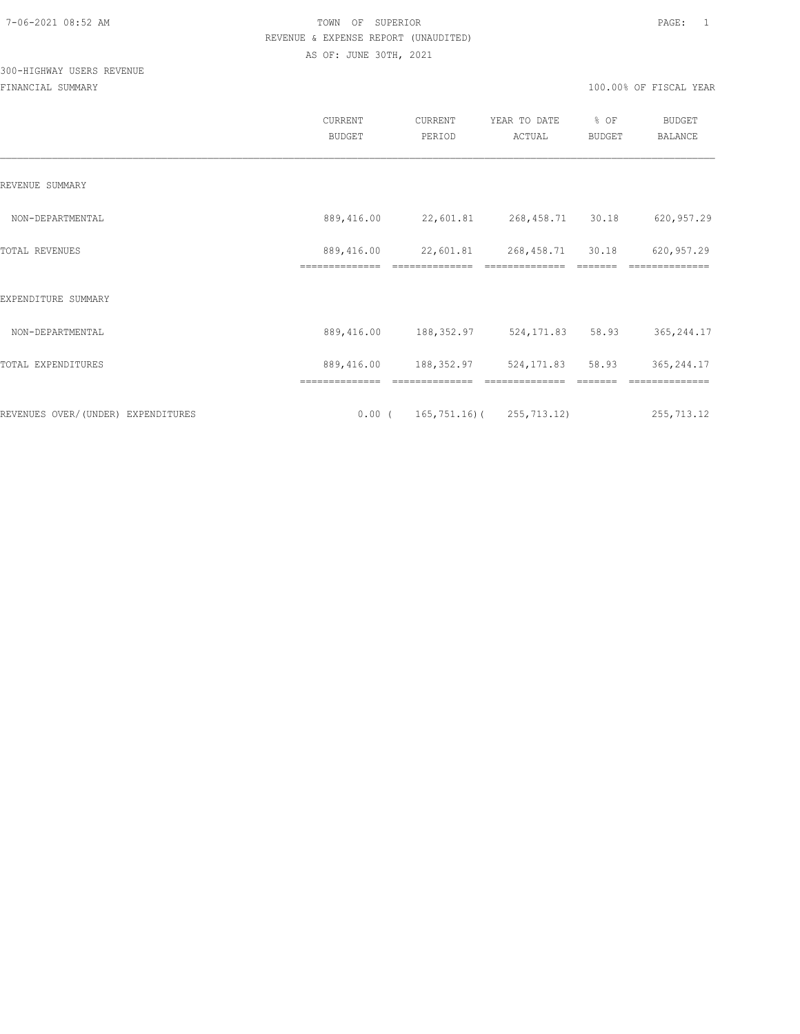TOWN OF SUPERIOR
REVENUE & EXPENSE REPORT (UNAUDITED)
AS OF: JUNE 30TH, 2021

300-HIGHWAY USERS REVENUE

FINANCIAL SUMMARY — 100.00% OF FISCAL YEAR

| | CURRENT BUDGET | CURRENT PERIOD | YEAR TO DATE ACTUAL | % OF BUDGET | BUDGET BALANCE |
|---|---|---|---|---|---|
| REVENUE SUMMARY | | | | | |
| NON-DEPARTMENTAL | 889,416.00 | 22,601.81 | 268,458.71 | 30.18 | 620,957.29 |
| TOTAL REVENUES | 889,416.00 | 22,601.81 | 268,458.71 | 30.18 | 620,957.29 |
| EXPENDITURE SUMMARY | | | | | |
| NON-DEPARTMENTAL | 889,416.00 | 188,352.97 | 524,171.83 | 58.93 | 365,244.17 |
| TOTAL EXPENDITURES | 889,416.00 | 188,352.97 | 524,171.83 | 58.93 | 365,244.17 |
| REVENUES OVER/(UNDER) EXPENDITURES | 0.00 | ( 165,751.16) | ( 255,713.12) | | 255,713.12 |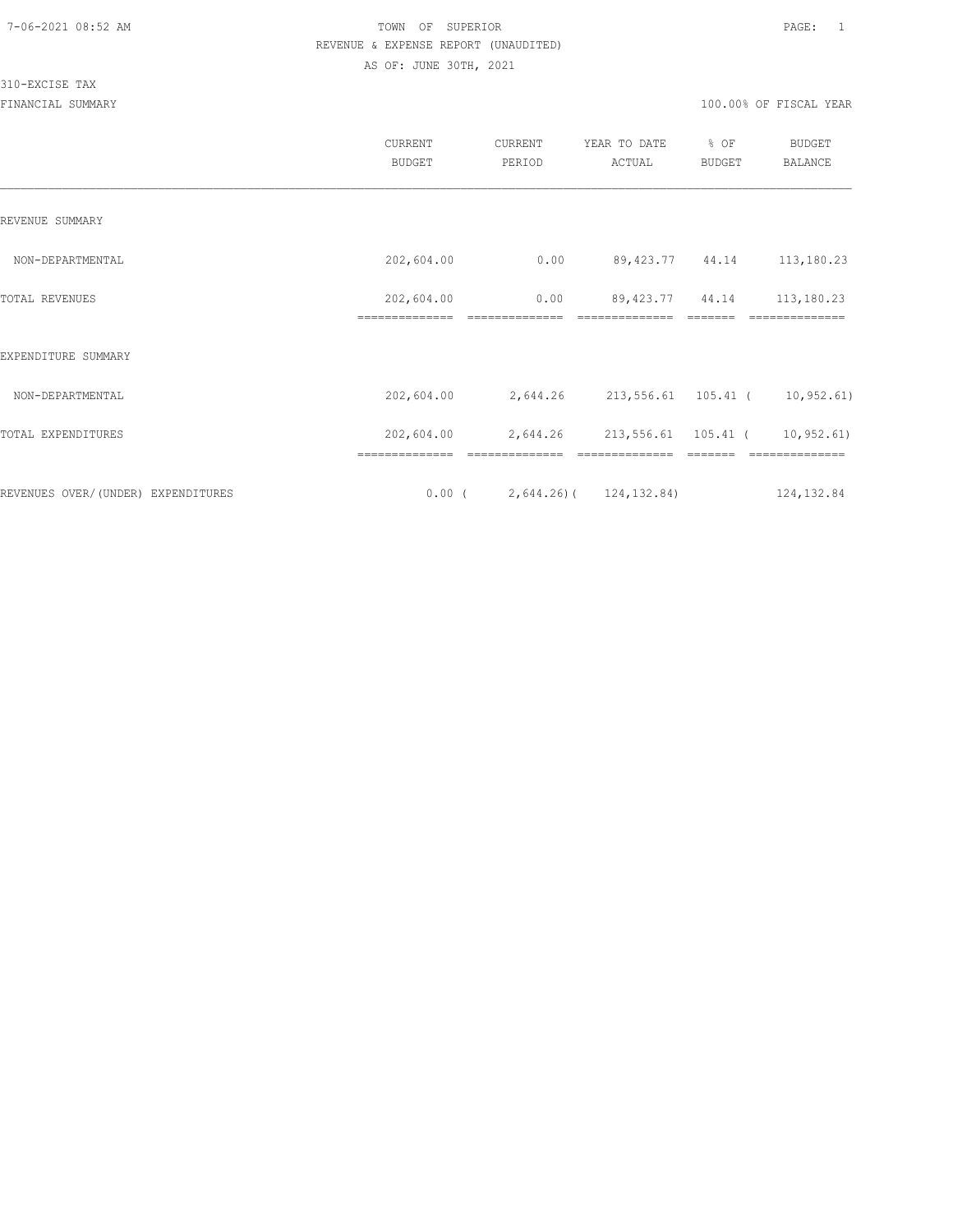TOWN OF SUPERIOR

REVENUE & EXPENSE REPORT (UNAUDITED)

AS OF: JUNE 30TH, 2021

310-EXCISE TAX

FINANCIAL SUMMARY

100.00% OF FISCAL YEAR

| | CURRENT BUDGET | CURRENT PERIOD | YEAR TO DATE ACTUAL | % OF BUDGET | BUDGET BALANCE |
|---|---|---|---|---|---|
| REVENUE SUMMARY | | | | | |
| NON-DEPARTMENTAL | 202,604.00 | 0.00 | 89,423.77 | 44.14 | 113,180.23 |
| TOTAL REVENUES | 202,604.00 | 0.00 | 89,423.77 | 44.14 | 113,180.23 |
| EXPENDITURE SUMMARY | | | | | |
| NON-DEPARTMENTAL | 202,604.00 | 2,644.26 | 213,556.61 | 105.41 | ( 10,952.61) |
| TOTAL EXPENDITURES | 202,604.00 | 2,644.26 | 213,556.61 | 105.41 | ( 10,952.61) |
| REVENUES OVER/(UNDER) EXPENDITURES | 0.00 | ( 2,644.26) | ( 124,132.84) | | 124,132.84 |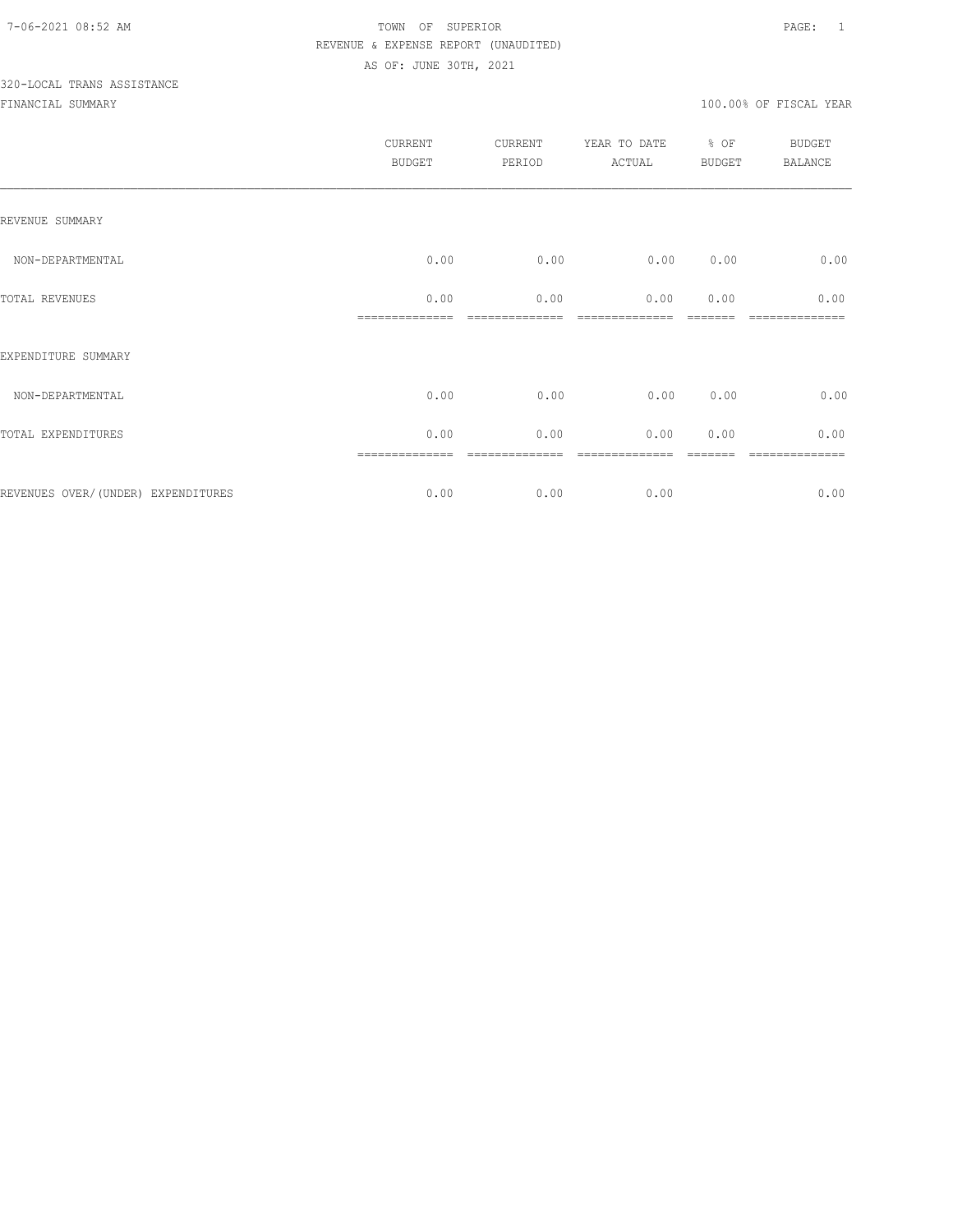TOWN OF SUPERIOR
REVENUE & EXPENSE REPORT (UNAUDITED)
AS OF: JUNE 30TH, 2021

320-LOCAL TRANS ASSISTANCE

FINANCIAL SUMMARY

100.00% OF FISCAL YEAR

| | CURRENT BUDGET | CURRENT PERIOD | YEAR TO DATE ACTUAL | % OF BUDGET | BUDGET BALANCE |
|---|---|---|---|---|---|
| REVENUE SUMMARY | | | | | |
| NON-DEPARTMENTAL | 0.00 | 0.00 | 0.00 | 0.00 | 0.00 |
| TOTAL REVENUES | 0.00 | 0.00 | 0.00 | 0.00 | 0.00 |
| EXPENDITURE SUMMARY | | | | | |
| NON-DEPARTMENTAL | 0.00 | 0.00 | 0.00 | 0.00 | 0.00 |
| TOTAL EXPENDITURES | 0.00 | 0.00 | 0.00 | 0.00 | 0.00 |
| REVENUES OVER/(UNDER) EXPENDITURES | 0.00 | 0.00 | 0.00 | | 0.00 |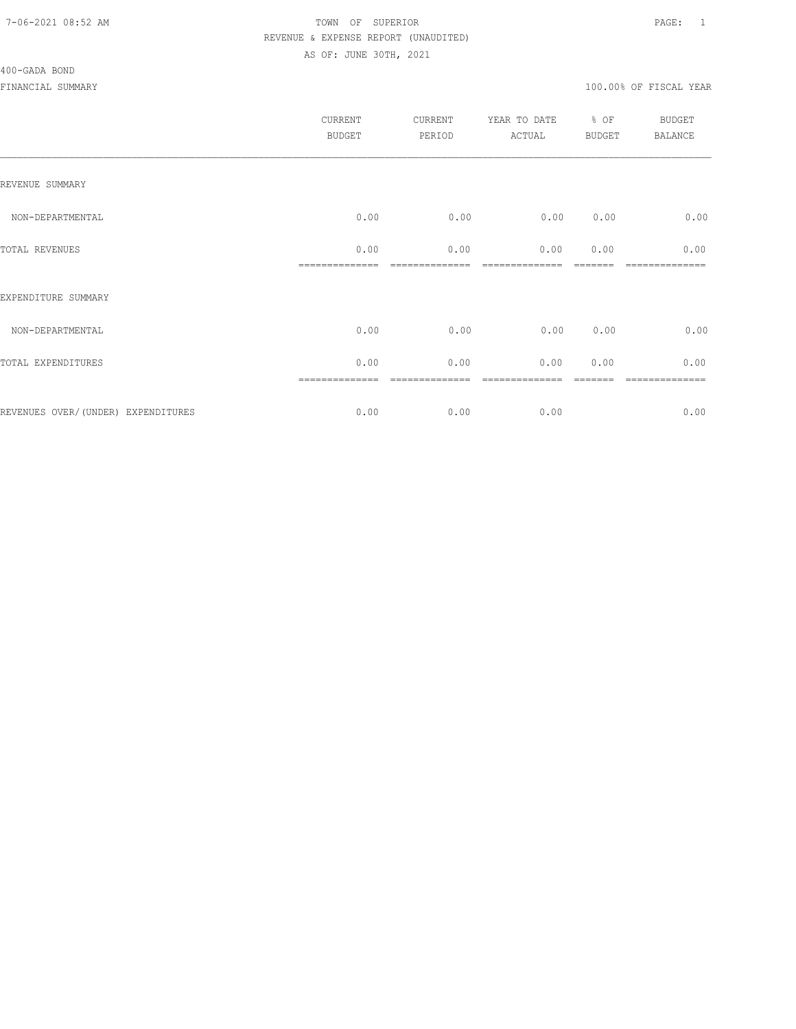TOWN OF SUPERIOR
REVENUE & EXPENSE REPORT (UNAUDITED)
AS OF: JUNE 30TH, 2021

400-GADA BOND

FINANCIAL SUMMARY

100.00% OF FISCAL YEAR

| | CURRENT BUDGET | CURRENT PERIOD | YEAR TO DATE ACTUAL | % OF BUDGET | BUDGET BALANCE |
|---|---|---|---|---|---|
| REVENUE SUMMARY | | | | | |
| NON-DEPARTMENTAL | 0.00 | 0.00 | 0.00 | 0.00 | 0.00 |
| TOTAL REVENUES | 0.00 | 0.00 | 0.00 | 0.00 | 0.00 |
| EXPENDITURE SUMMARY | | | | | |
| NON-DEPARTMENTAL | 0.00 | 0.00 | 0.00 | 0.00 | 0.00 |
| TOTAL EXPENDITURES | 0.00 | 0.00 | 0.00 | 0.00 | 0.00 |
| REVENUES OVER/(UNDER) EXPENDITURES | 0.00 | 0.00 | 0.00 | | 0.00 |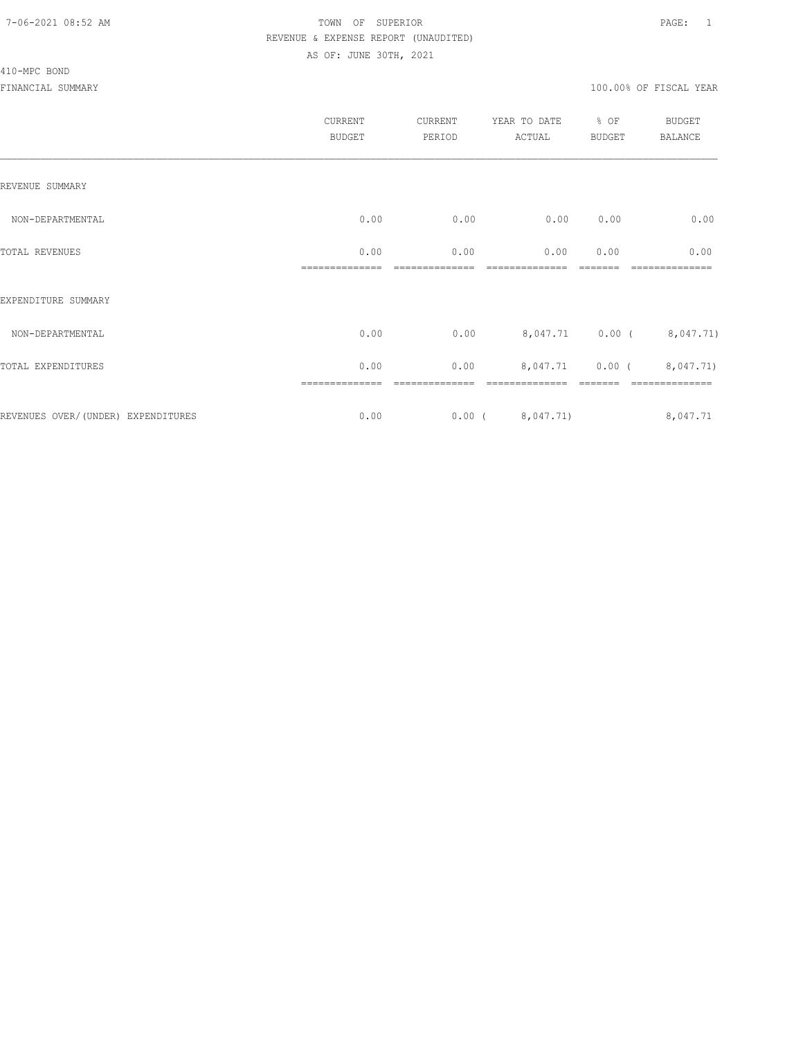TOWN OF SUPERIOR
REVENUE & EXPENSE REPORT (UNAUDITED)
AS OF: JUNE 30TH, 2021

410-MPC BOND

FINANCIAL SUMMARY

100.00% OF FISCAL YEAR

| | CURRENT BUDGET | CURRENT PERIOD | YEAR TO DATE ACTUAL | % OF BUDGET | BUDGET BALANCE |
|---|---|---|---|---|---|
| REVENUE SUMMARY | | | | | |
| NON-DEPARTMENTAL | 0.00 | 0.00 | 0.00 | 0.00 | 0.00 |
| TOTAL REVENUES | 0.00 | 0.00 | 0.00 | 0.00 | 0.00 |
| EXPENDITURE SUMMARY | | | | | |
| NON-DEPARTMENTAL | 0.00 | 0.00 | 8,047.71 | 0.00 | ( 8,047.71) |
| TOTAL EXPENDITURES | 0.00 | 0.00 | 8,047.71 | 0.00 | ( 8,047.71) |
| REVENUES OVER/(UNDER) EXPENDITURES | 0.00 | 0.00 | ( 8,047.71) | | 8,047.71 |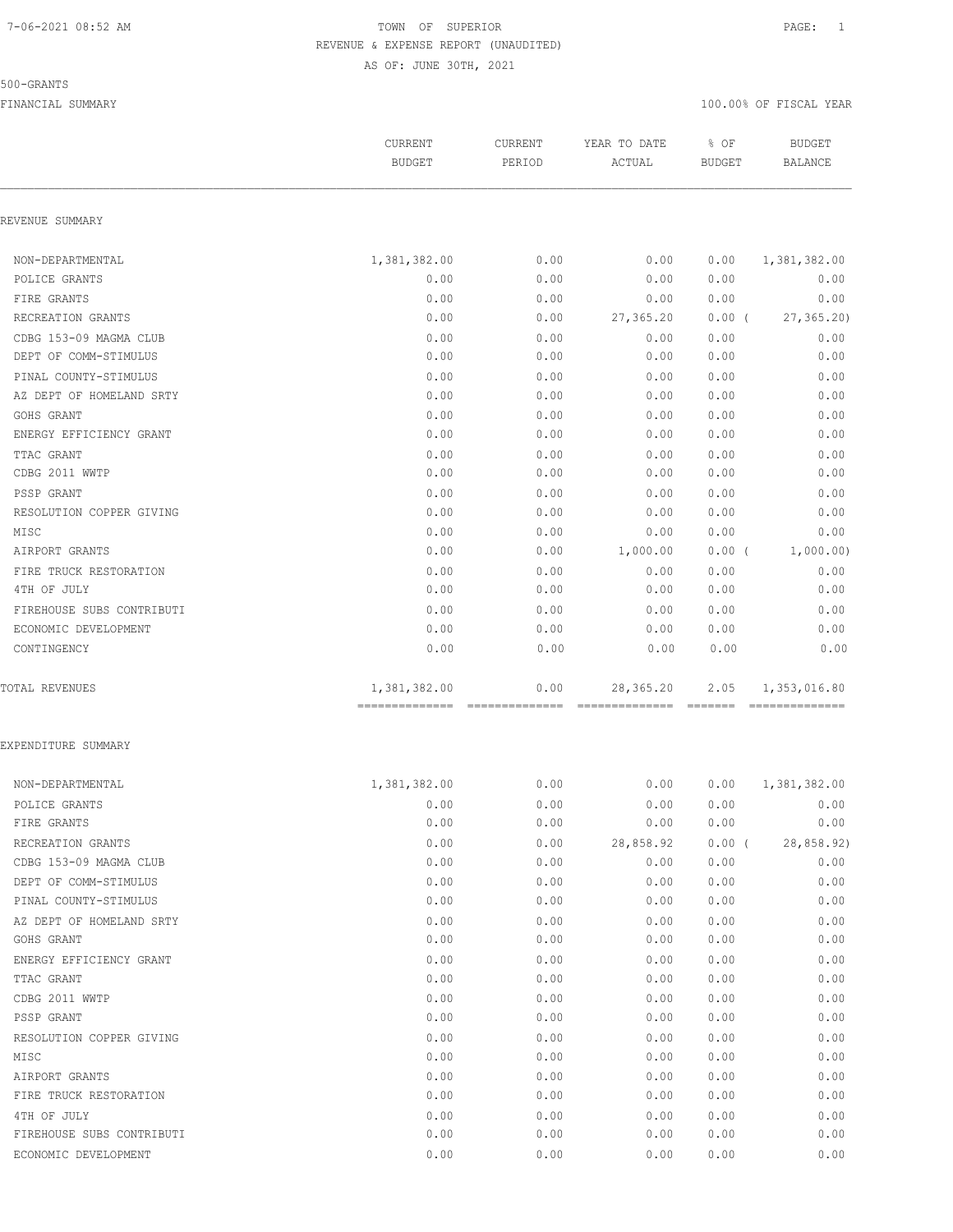TOWN OF SUPERIOR
REVENUE & EXPENSE REPORT (UNAUDITED)
AS OF: JUNE 30TH, 2021

500-GRANTS

FINANCIAL SUMMARY — 100.00% OF FISCAL YEAR

| | CURRENT BUDGET | CURRENT PERIOD | YEAR TO DATE ACTUAL | % OF BUDGET | BUDGET BALANCE |
|---|---|---|---|---|---|
| **REVENUE SUMMARY** | | | | | |
| NON-DEPARTMENTAL | 1,381,382.00 | 0.00 | 0.00 | 0.00 | 1,381,382.00 |
| POLICE GRANTS | 0.00 | 0.00 | 0.00 | 0.00 | 0.00 |
| FIRE GRANTS | 0.00 | 0.00 | 0.00 | 0.00 | 0.00 |
| RECREATION GRANTS | 0.00 | 0.00 | 27,365.20 | 0.00 | ( 27,365.20) |
| CDBG 153-09 MAGMA CLUB | 0.00 | 0.00 | 0.00 | 0.00 | 0.00 |
| DEPT OF COMM-STIMULUS | 0.00 | 0.00 | 0.00 | 0.00 | 0.00 |
| PINAL COUNTY-STIMULUS | 0.00 | 0.00 | 0.00 | 0.00 | 0.00 |
| AZ DEPT OF HOMELAND SRTY | 0.00 | 0.00 | 0.00 | 0.00 | 0.00 |
| GOHS GRANT | 0.00 | 0.00 | 0.00 | 0.00 | 0.00 |
| ENERGY EFFICIENCY GRANT | 0.00 | 0.00 | 0.00 | 0.00 | 0.00 |
| TTAC GRANT | 0.00 | 0.00 | 0.00 | 0.00 | 0.00 |
| CDBG 2011 WWTP | 0.00 | 0.00 | 0.00 | 0.00 | 0.00 |
| PSSP GRANT | 0.00 | 0.00 | 0.00 | 0.00 | 0.00 |
| RESOLUTION COPPER GIVING | 0.00 | 0.00 | 0.00 | 0.00 | 0.00 |
| MISC | 0.00 | 0.00 | 0.00 | 0.00 | 0.00 |
| AIRPORT GRANTS | 0.00 | 0.00 | 1,000.00 | 0.00 | ( 1,000.00) |
| FIRE TRUCK RESTORATION | 0.00 | 0.00 | 0.00 | 0.00 | 0.00 |
| 4TH OF JULY | 0.00 | 0.00 | 0.00 | 0.00 | 0.00 |
| FIREHOUSE SUBS CONTRIBUTI | 0.00 | 0.00 | 0.00 | 0.00 | 0.00 |
| ECONOMIC DEVELOPMENT | 0.00 | 0.00 | 0.00 | 0.00 | 0.00 |
| CONTINGENCY | 0.00 | 0.00 | 0.00 | 0.00 | 0.00 |
| TOTAL REVENUES | 1,381,382.00 | 0.00 | 28,365.20 | 2.05 | 1,353,016.80 |
| **EXPENDITURE SUMMARY** | | | | | |
| NON-DEPARTMENTAL | 1,381,382.00 | 0.00 | 0.00 | 0.00 | 1,381,382.00 |
| POLICE GRANTS | 0.00 | 0.00 | 0.00 | 0.00 | 0.00 |
| FIRE GRANTS | 0.00 | 0.00 | 0.00 | 0.00 | 0.00 |
| RECREATION GRANTS | 0.00 | 0.00 | 28,858.92 | 0.00 | ( 28,858.92) |
| CDBG 153-09 MAGMA CLUB | 0.00 | 0.00 | 0.00 | 0.00 | 0.00 |
| DEPT OF COMM-STIMULUS | 0.00 | 0.00 | 0.00 | 0.00 | 0.00 |
| PINAL COUNTY-STIMULUS | 0.00 | 0.00 | 0.00 | 0.00 | 0.00 |
| AZ DEPT OF HOMELAND SRTY | 0.00 | 0.00 | 0.00 | 0.00 | 0.00 |
| GOHS GRANT | 0.00 | 0.00 | 0.00 | 0.00 | 0.00 |
| ENERGY EFFICIENCY GRANT | 0.00 | 0.00 | 0.00 | 0.00 | 0.00 |
| TTAC GRANT | 0.00 | 0.00 | 0.00 | 0.00 | 0.00 |
| CDBG 2011 WWTP | 0.00 | 0.00 | 0.00 | 0.00 | 0.00 |
| PSSP GRANT | 0.00 | 0.00 | 0.00 | 0.00 | 0.00 |
| RESOLUTION COPPER GIVING | 0.00 | 0.00 | 0.00 | 0.00 | 0.00 |
| MISC | 0.00 | 0.00 | 0.00 | 0.00 | 0.00 |
| AIRPORT GRANTS | 0.00 | 0.00 | 0.00 | 0.00 | 0.00 |
| FIRE TRUCK RESTORATION | 0.00 | 0.00 | 0.00 | 0.00 | 0.00 |
| 4TH OF JULY | 0.00 | 0.00 | 0.00 | 0.00 | 0.00 |
| FIREHOUSE SUBS CONTRIBUTI | 0.00 | 0.00 | 0.00 | 0.00 | 0.00 |
| ECONOMIC DEVELOPMENT | 0.00 | 0.00 | 0.00 | 0.00 | 0.00 |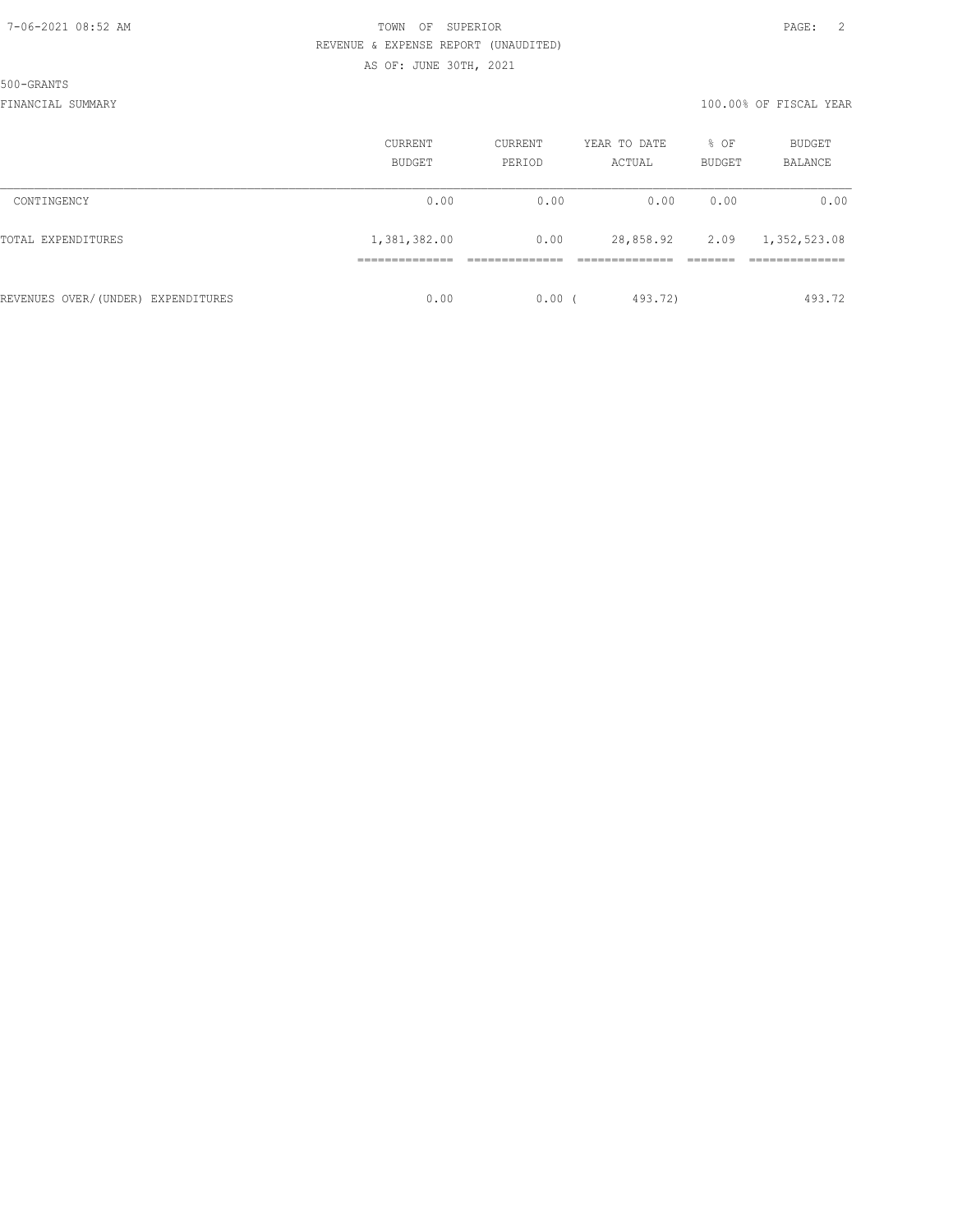TOWN OF SUPERIOR

REVENUE & EXPENSE REPORT (UNAUDITED)

AS OF: JUNE 30TH, 2021

500-GRANTS

FINANCIAL SUMMARY

100.00% OF FISCAL YEAR

| | CURRENT BUDGET | CURRENT PERIOD | YEAR TO DATE ACTUAL | % OF BUDGET | BUDGET BALANCE |
|---|---|---|---|---|---|
| CONTINGENCY | 0.00 | 0.00 | 0.00 | 0.00 | 0.00 |
| TOTAL EXPENDITURES | 1,381,382.00 | 0.00 | 28,858.92 | 2.09 | 1,352,523.08 |
| REVENUES OVER/(UNDER) EXPENDITURES | 0.00 | 0.00 | ( 493.72) | | 493.72 |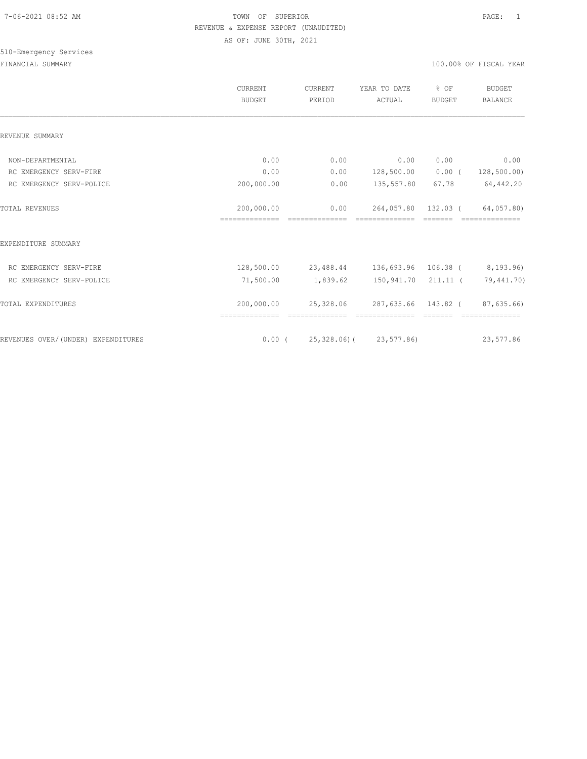TOWN OF SUPERIOR
REVENUE & EXPENSE REPORT (UNAUDITED)
AS OF: JUNE 30TH, 2021

510-Emergency Services

FINANCIAL SUMMARY — 100.00% OF FISCAL YEAR

| | CURRENT BUDGET | CURRENT PERIOD | YEAR TO DATE ACTUAL | % OF BUDGET | BUDGET BALANCE |
|---|---|---|---|---|---|
| REVENUE SUMMARY | | | | | |
| NON-DEPARTMENTAL | 0.00 | 0.00 | 0.00 | 0.00 | 0.00 |
| RC EMERGENCY SERV-FIRE | 0.00 | 0.00 | 128,500.00 | 0.00 | ( 128,500.00) |
| RC EMERGENCY SERV-POLICE | 200,000.00 | 0.00 | 135,557.80 | 67.78 | 64,442.20 |
| TOTAL REVENUES | 200,000.00 | 0.00 | 264,057.80 | 132.03 | ( 64,057.80) |
| EXPENDITURE SUMMARY | | | | | |
| RC EMERGENCY SERV-FIRE | 128,500.00 | 23,488.44 | 136,693.96 | 106.38 | ( 8,193.96) |
| RC EMERGENCY SERV-POLICE | 71,500.00 | 1,839.62 | 150,941.70 | 211.11 | ( 79,441.70) |
| TOTAL EXPENDITURES | 200,000.00 | 25,328.06 | 287,635.66 | 143.82 | ( 87,635.66) |
| REVENUES OVER/(UNDER) EXPENDITURES | 0.00 | ( 25,328.06) | ( 23,577.86) | | 23,577.86 |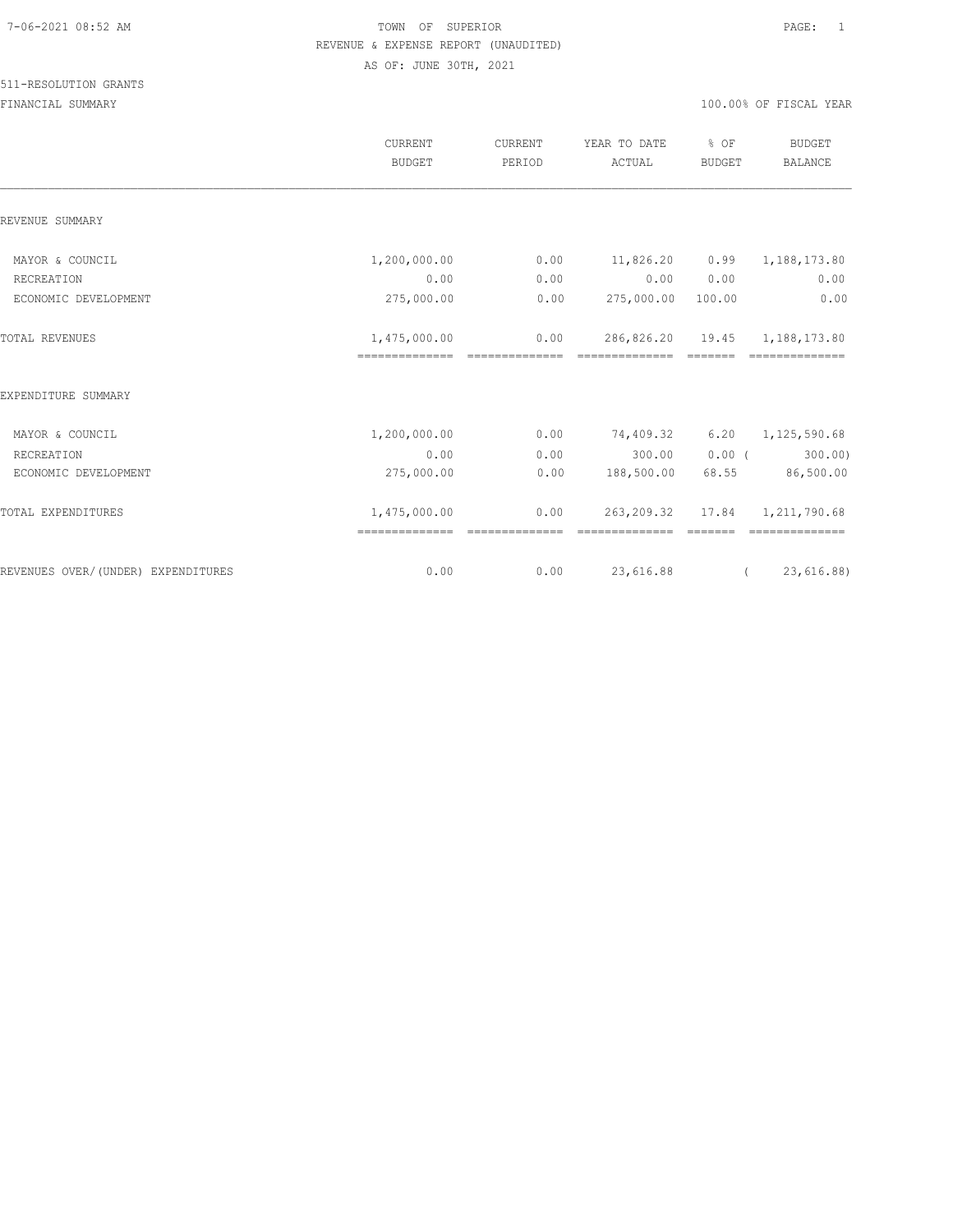TOWN OF SUPERIOR

REVENUE & EXPENSE REPORT (UNAUDITED)

AS OF: JUNE 30TH, 2021

511-RESOLUTION GRANTS

FINANCIAL SUMMARY

100.00% OF FISCAL YEAR

| | CURRENT BUDGET | CURRENT PERIOD | YEAR TO DATE ACTUAL | % OF BUDGET | BUDGET BALANCE |
|---|---|---|---|---|---|
| REVENUE SUMMARY | | | | | |
| MAYOR & COUNCIL | 1,200,000.00 | 0.00 | 11,826.20 | 0.99 | 1,188,173.80 |
| RECREATION | 0.00 | 0.00 | 0.00 | 0.00 | 0.00 |
| ECONOMIC DEVELOPMENT | 275,000.00 | 0.00 | 275,000.00 | 100.00 | 0.00 |
| TOTAL REVENUES | 1,475,000.00 | 0.00 | 286,826.20 | 19.45 | 1,188,173.80 |
| EXPENDITURE SUMMARY | | | | | |
| MAYOR & COUNCIL | 1,200,000.00 | 0.00 | 74,409.32 | 6.20 | 1,125,590.68 |
| RECREATION | 0.00 | 0.00 | 300.00 | 0.00 | ( 300.00) |
| ECONOMIC DEVELOPMENT | 275,000.00 | 0.00 | 188,500.00 | 68.55 | 86,500.00 |
| TOTAL EXPENDITURES | 1,475,000.00 | 0.00 | 263,209.32 | 17.84 | 1,211,790.68 |
| REVENUES OVER/(UNDER) EXPENDITURES | 0.00 | 0.00 | 23,616.88 | | ( 23,616.88) |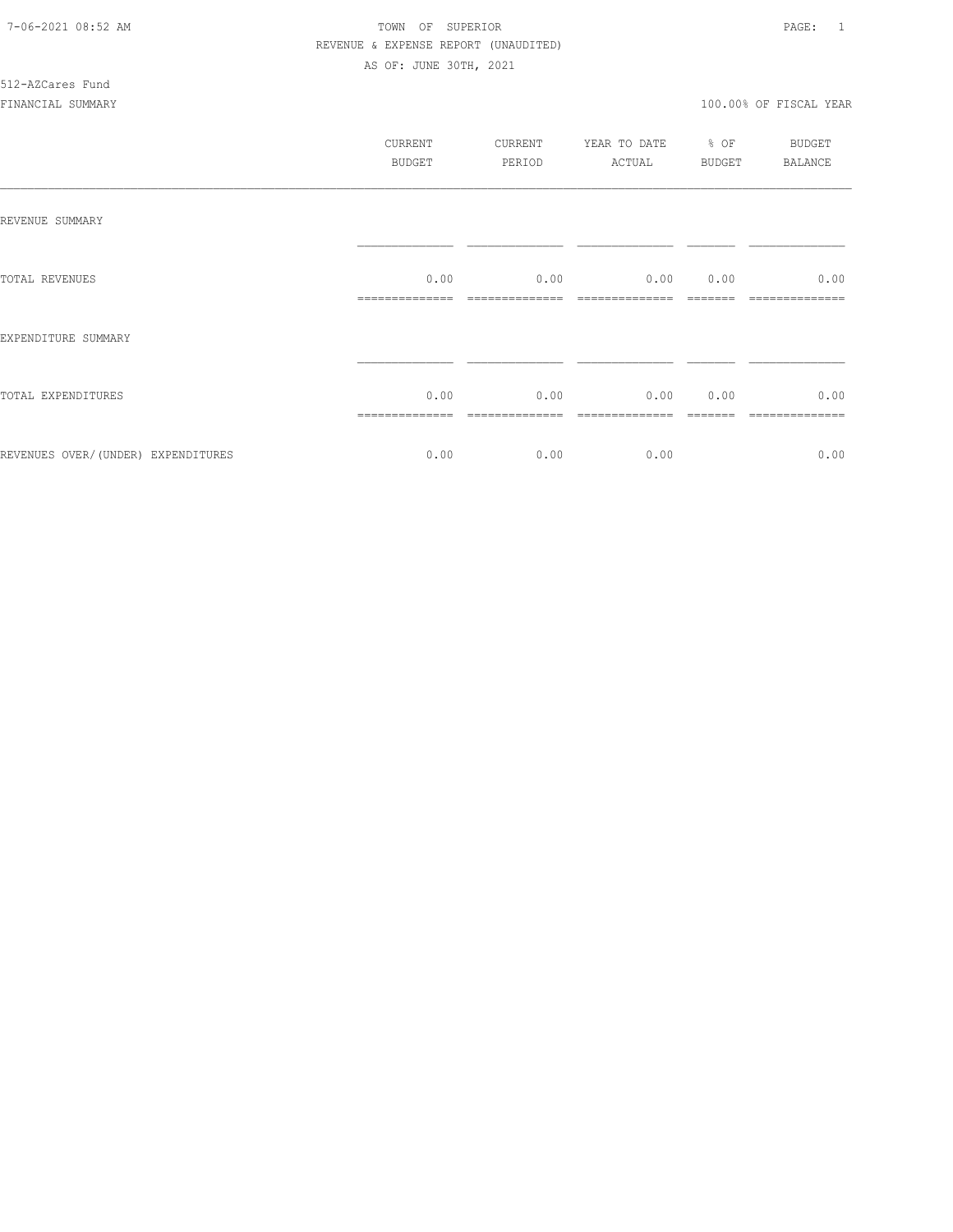TOWN OF SUPERIOR
REVENUE & EXPENSE REPORT (UNAUDITED)
AS OF: JUNE 30TH, 2021

512-AZCares Fund

FINANCIAL SUMMARY 100.00% OF FISCAL YEAR

| | CURRENT BUDGET | CURRENT PERIOD | YEAR TO DATE ACTUAL | % OF BUDGET | BUDGET BALANCE |
|---|---|---|---|---|---|
| REVENUE SUMMARY | | | | | |
| TOTAL REVENUES | 0.00 | 0.00 | 0.00 | 0.00 | 0.00 |
| EXPENDITURE SUMMARY | | | | | |
| TOTAL EXPENDITURES | 0.00 | 0.00 | 0.00 | 0.00 | 0.00 |
| REVENUES OVER/(UNDER) EXPENDITURES | 0.00 | 0.00 | 0.00 | | 0.00 |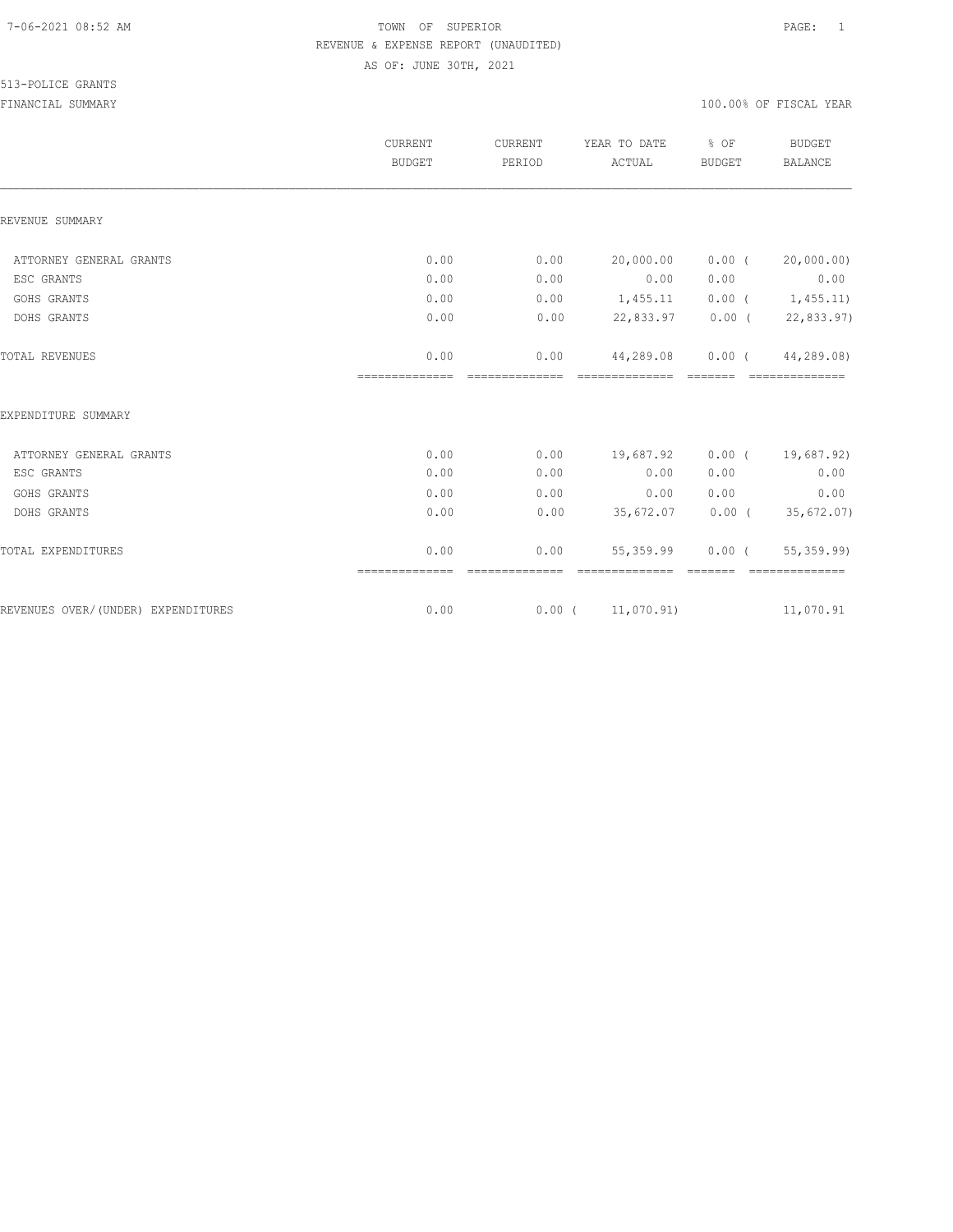TOWN OF SUPERIOR

REVENUE & EXPENSE REPORT (UNAUDITED)

AS OF: JUNE 30TH, 2021

513-POLICE GRANTS

FINANCIAL SUMMARY

100.00% OF FISCAL YEAR

| | CURRENT BUDGET | CURRENT PERIOD | YEAR TO DATE ACTUAL | % OF BUDGET | BUDGET BALANCE |
|---|---|---|---|---|---|
| REVENUE SUMMARY | | | | | |
| ATTORNEY GENERAL GRANTS | 0.00 | 0.00 | 20,000.00 | 0.00 | ( 20,000.00) |
| ESC GRANTS | 0.00 | 0.00 | 0.00 | 0.00 | 0.00 |
| GOHS GRANTS | 0.00 | 0.00 | 1,455.11 | 0.00 | ( 1,455.11) |
| DOHS GRANTS | 0.00 | 0.00 | 22,833.97 | 0.00 | ( 22,833.97) |
| TOTAL REVENUES | 0.00 | 0.00 | 44,289.08 | 0.00 | ( 44,289.08) |
| EXPENDITURE SUMMARY | | | | | |
| ATTORNEY GENERAL GRANTS | 0.00 | 0.00 | 19,687.92 | 0.00 | ( 19,687.92) |
| ESC GRANTS | 0.00 | 0.00 | 0.00 | 0.00 | 0.00 |
| GOHS GRANTS | 0.00 | 0.00 | 0.00 | 0.00 | 0.00 |
| DOHS GRANTS | 0.00 | 0.00 | 35,672.07 | 0.00 | ( 35,672.07) |
| TOTAL EXPENDITURES | 0.00 | 0.00 | 55,359.99 | 0.00 | ( 55,359.99) |
| REVENUES OVER/(UNDER) EXPENDITURES | 0.00 | 0.00 | ( 11,070.91) | | 11,070.91 |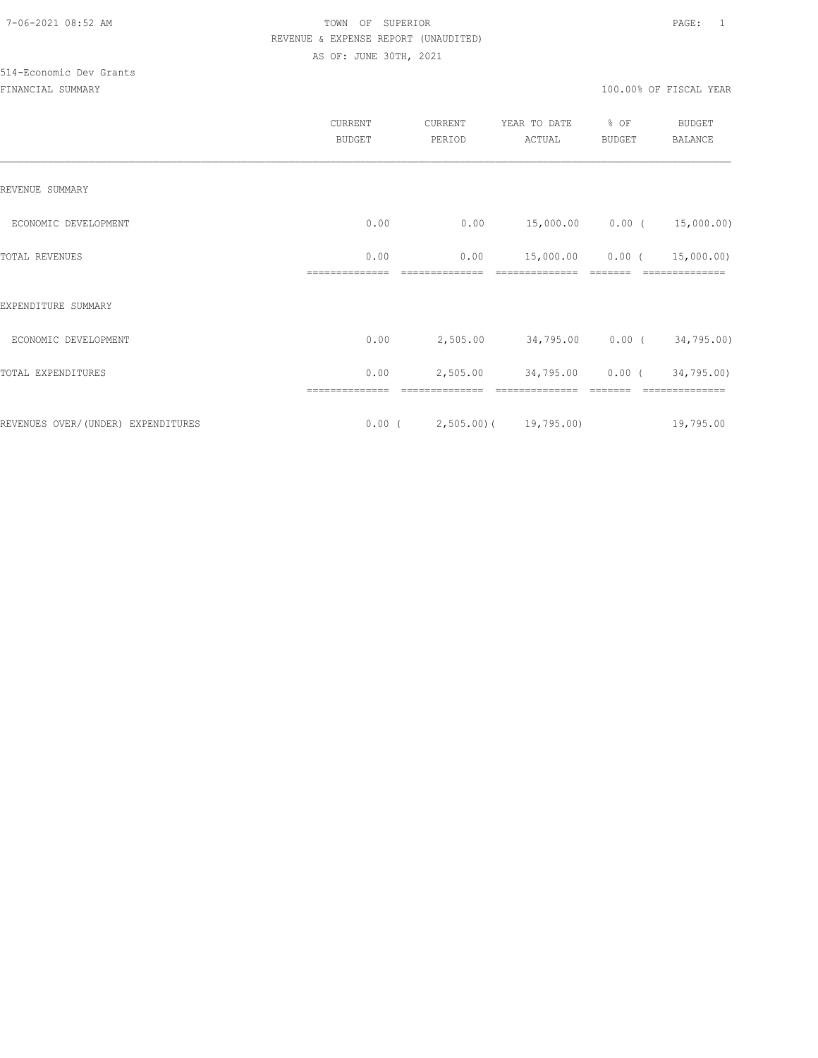TOWN OF SUPERIOR
REVENUE & EXPENSE REPORT (UNAUDITED)
AS OF: JUNE 30TH, 2021

514-Economic Dev Grants
FINANCIAL SUMMARY

100.00% OF FISCAL YEAR

| | CURRENT BUDGET | CURRENT PERIOD | YEAR TO DATE ACTUAL | % OF BUDGET | BUDGET BALANCE |
|---|---|---|---|---|---|
| REVENUE SUMMARY | | | | | |
| ECONOMIC DEVELOPMENT | 0.00 | 0.00 | 15,000.00 | 0.00 | ( 15,000.00) |
| TOTAL REVENUES | 0.00 | 0.00 | 15,000.00 | 0.00 | ( 15,000.00) |
| EXPENDITURE SUMMARY | | | | | |
| ECONOMIC DEVELOPMENT | 0.00 | 2,505.00 | 34,795.00 | 0.00 | ( 34,795.00) |
| TOTAL EXPENDITURES | 0.00 | 2,505.00 | 34,795.00 | 0.00 | ( 34,795.00) |
| REVENUES OVER/(UNDER) EXPENDITURES | 0.00 | ( 2,505.00) | ( 19,795.00) | | 19,795.00 |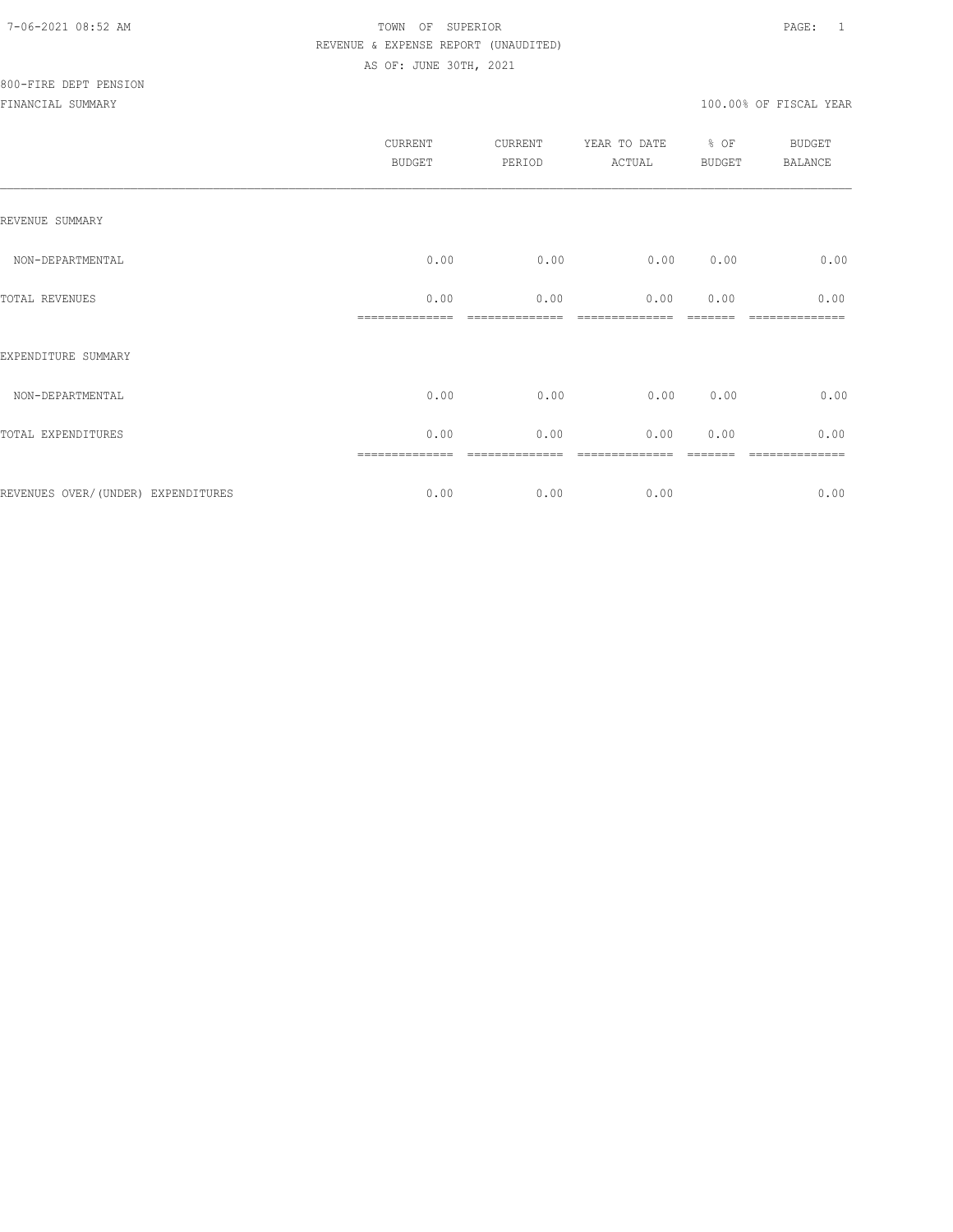7-06-2021 08:52 AM TOWN OF SUPERIOR

REVENUE & EXPENSE REPORT (UNAUDITED)

AS OF: JUNE 30TH, 2021

800-FIRE DEPT PENSION

FINANCIAL SUMMARY 100.00% OF FISCAL YEAR

| | CURRENT BUDGET | CURRENT PERIOD | YEAR TO DATE ACTUAL | % OF BUDGET | BUDGET BALANCE |
|---|---|---|---|---|---|
| REVENUE SUMMARY | | | | | |
| NON-DEPARTMENTAL | 0.00 | 0.00 | 0.00 | 0.00 | 0.00 |
| TOTAL REVENUES | 0.00 | 0.00 | 0.00 | 0.00 | 0.00 |
| EXPENDITURE SUMMARY | | | | | |
| NON-DEPARTMENTAL | 0.00 | 0.00 | 0.00 | 0.00 | 0.00 |
| TOTAL EXPENDITURES | 0.00 | 0.00 | 0.00 | 0.00 | 0.00 |
| REVENUES OVER/(UNDER) EXPENDITURES | 0.00 | 0.00 | 0.00 | | 0.00 |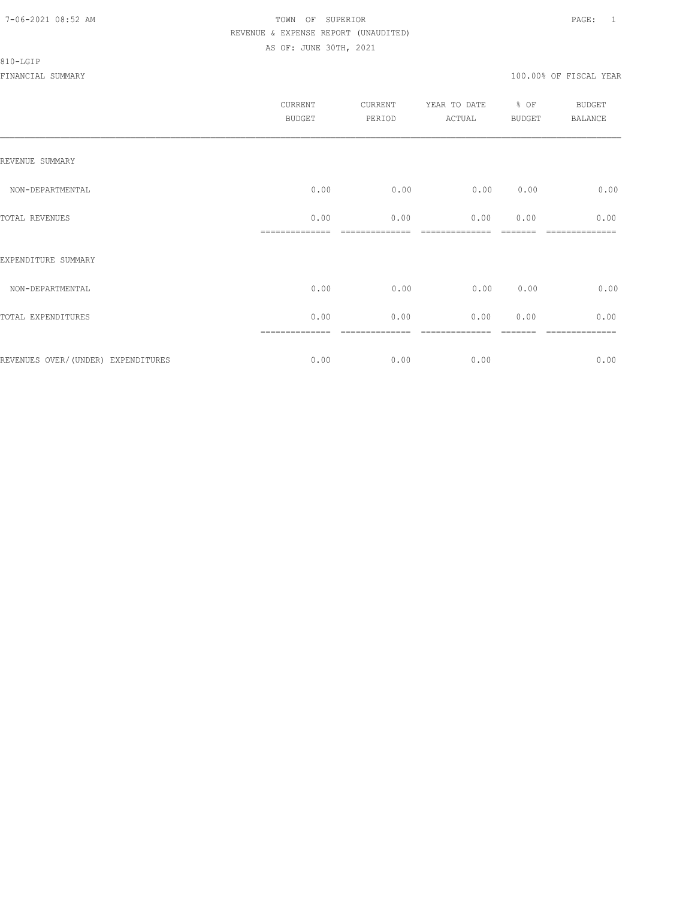TOWN OF SUPERIOR
REVENUE & EXPENSE REPORT (UNAUDITED)
AS OF: JUNE 30TH, 2021

810-LGIP

FINANCIAL SUMMARY 100.00% OF FISCAL YEAR

| | CURRENT BUDGET | CURRENT PERIOD | YEAR TO DATE ACTUAL | % OF BUDGET | BUDGET BALANCE |
|---|---|---|---|---|---|
| REVENUE SUMMARY | | | | | |
| NON-DEPARTMENTAL | 0.00 | 0.00 | 0.00 | 0.00 | 0.00 |
| TOTAL REVENUES | 0.00 | 0.00 | 0.00 | 0.00 | 0.00 |
| EXPENDITURE SUMMARY | | | | | |
| NON-DEPARTMENTAL | 0.00 | 0.00 | 0.00 | 0.00 | 0.00 |
| TOTAL EXPENDITURES | 0.00 | 0.00 | 0.00 | 0.00 | 0.00 |
| REVENUES OVER/(UNDER) EXPENDITURES | 0.00 | 0.00 | 0.00 | | 0.00 |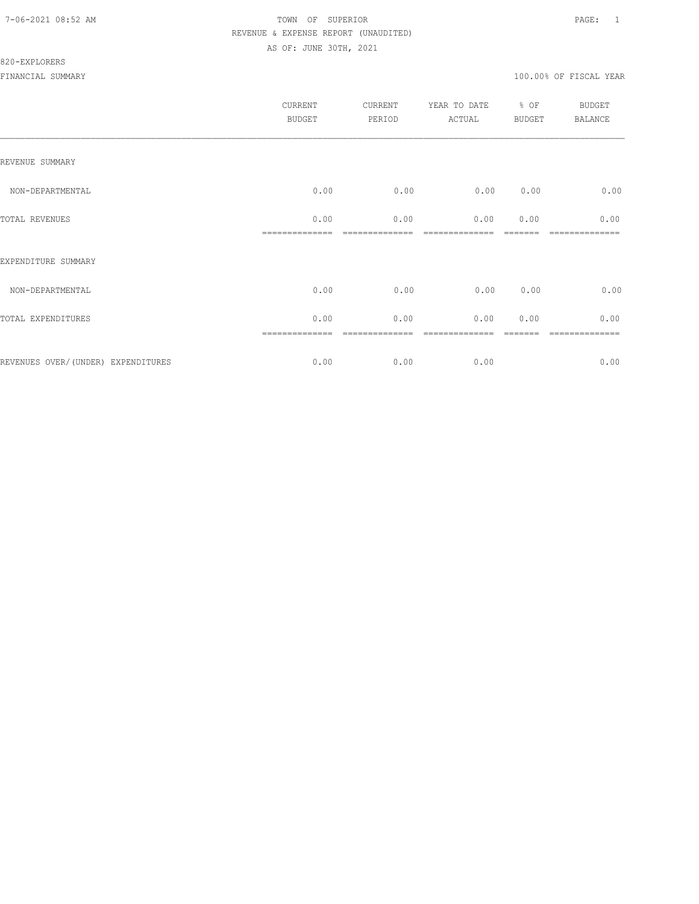TOWN OF SUPERIOR
REVENUE & EXPENSE REPORT (UNAUDITED)
AS OF: JUNE 30TH, 2021

820-EXPLORERS

FINANCIAL SUMMARY 100.00% OF FISCAL YEAR

| | CURRENT BUDGET | CURRENT PERIOD | YEAR TO DATE ACTUAL | % OF BUDGET | BUDGET BALANCE |
|---|---|---|---|---|---|
| REVENUE SUMMARY | | | | | |
| NON-DEPARTMENTAL | 0.00 | 0.00 | 0.00 | 0.00 | 0.00 |
| TOTAL REVENUES | 0.00 | 0.00 | 0.00 | 0.00 | 0.00 |
| EXPENDITURE SUMMARY | | | | | |
| NON-DEPARTMENTAL | 0.00 | 0.00 | 0.00 | 0.00 | 0.00 |
| TOTAL EXPENDITURES | 0.00 | 0.00 | 0.00 | 0.00 | 0.00 |
| REVENUES OVER/(UNDER) EXPENDITURES | 0.00 | 0.00 | 0.00 | | 0.00 |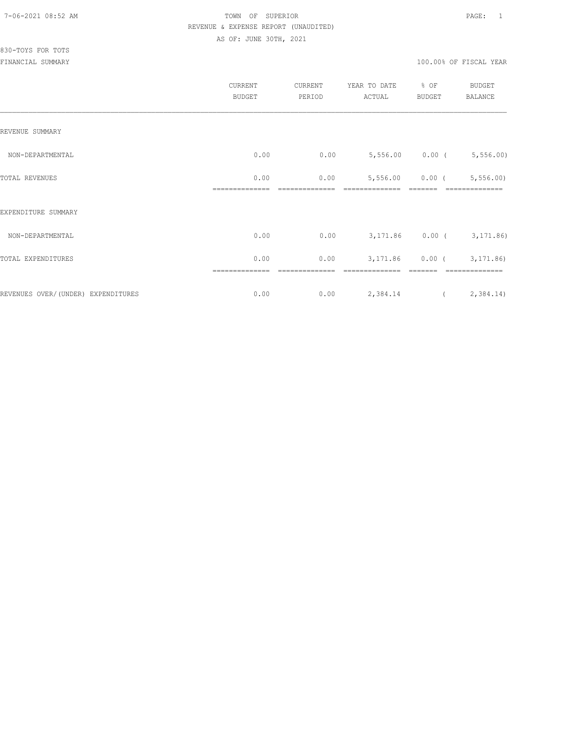TOWN OF SUPERIOR
REVENUE & EXPENSE REPORT (UNAUDITED)
AS OF: JUNE 30TH, 2021

830-TOYS FOR TOTS
FINANCIAL SUMMARY

100.00% OF FISCAL YEAR

| | CURRENT BUDGET | CURRENT PERIOD | YEAR TO DATE ACTUAL | % OF BUDGET | BUDGET BALANCE |
|---|---|---|---|---|---|
| REVENUE SUMMARY | | | | | |
| NON-DEPARTMENTAL | 0.00 | 0.00 | 5,556.00 | 0.00 | ( 5,556.00) |
| TOTAL REVENUES | 0.00 | 0.00 | 5,556.00 | 0.00 | ( 5,556.00) |
| EXPENDITURE SUMMARY | | | | | |
| NON-DEPARTMENTAL | 0.00 | 0.00 | 3,171.86 | 0.00 | ( 3,171.86) |
| TOTAL EXPENDITURES | 0.00 | 0.00 | 3,171.86 | 0.00 | ( 3,171.86) |
| REVENUES OVER/(UNDER) EXPENDITURES | 0.00 | 0.00 | 2,384.14 | | ( 2,384.14) |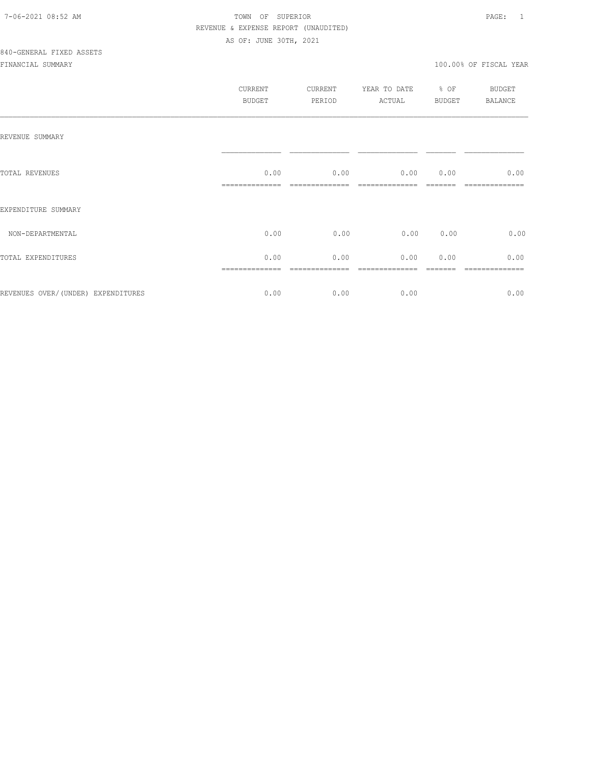TOWN OF SUPERIOR
REVENUE & EXPENSE REPORT (UNAUDITED)
AS OF: JUNE 30TH, 2021

840-GENERAL FIXED ASSETS

FINANCIAL SUMMARY | 100.00% OF FISCAL YEAR

| | CURRENT BUDGET | CURRENT PERIOD | YEAR TO DATE ACTUAL | % OF BUDGET | BUDGET BALANCE |
|---|---|---|---|---|---|
| REVENUE SUMMARY | | | | | |
| TOTAL REVENUES | 0.00 | 0.00 | 0.00 | 0.00 | 0.00 |
| EXPENDITURE SUMMARY | | | | | |
| NON-DEPARTMENTAL | 0.00 | 0.00 | 0.00 | 0.00 | 0.00 |
| TOTAL EXPENDITURES | 0.00 | 0.00 | 0.00 | 0.00 | 0.00 |
| REVENUES OVER/(UNDER) EXPENDITURES | 0.00 | 0.00 | 0.00 | | 0.00 |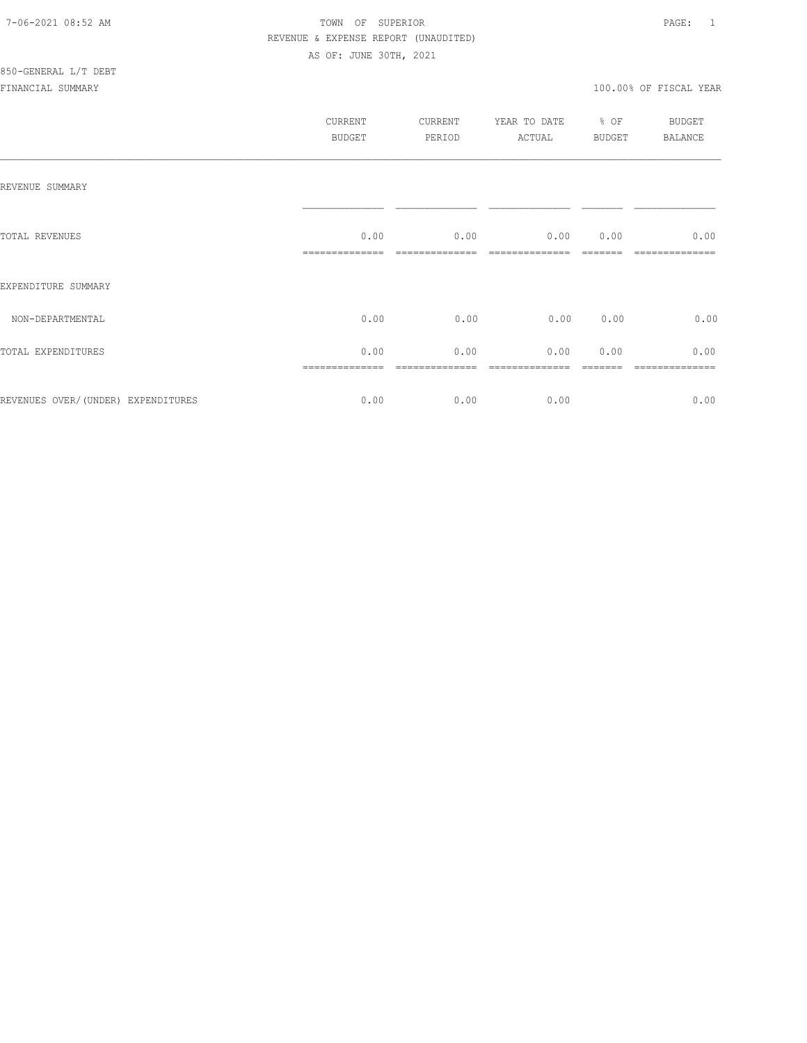7-06-2021 08:52 AM TOWN OF SUPERIOR

REVENUE & EXPENSE REPORT (UNAUDITED)

AS OF: JUNE 30TH, 2021

850-GENERAL L/T DEBT

FINANCIAL SUMMARY 100.00% OF FISCAL YEAR

| | CURRENT BUDGET | CURRENT PERIOD | YEAR TO DATE ACTUAL | % OF BUDGET | BUDGET BALANCE |
|---|---|---|---|---|---|
| REVENUE SUMMARY | | | | | |
| TOTAL REVENUES | 0.00 | 0.00 | 0.00 | 0.00 | 0.00 |
| EXPENDITURE SUMMARY | | | | | |
| NON-DEPARTMENTAL | 0.00 | 0.00 | 0.00 | 0.00 | 0.00 |
| TOTAL EXPENDITURES | 0.00 | 0.00 | 0.00 | 0.00 | 0.00 |
| REVENUES OVER/(UNDER) EXPENDITURES | 0.00 | 0.00 | 0.00 | | 0.00 |